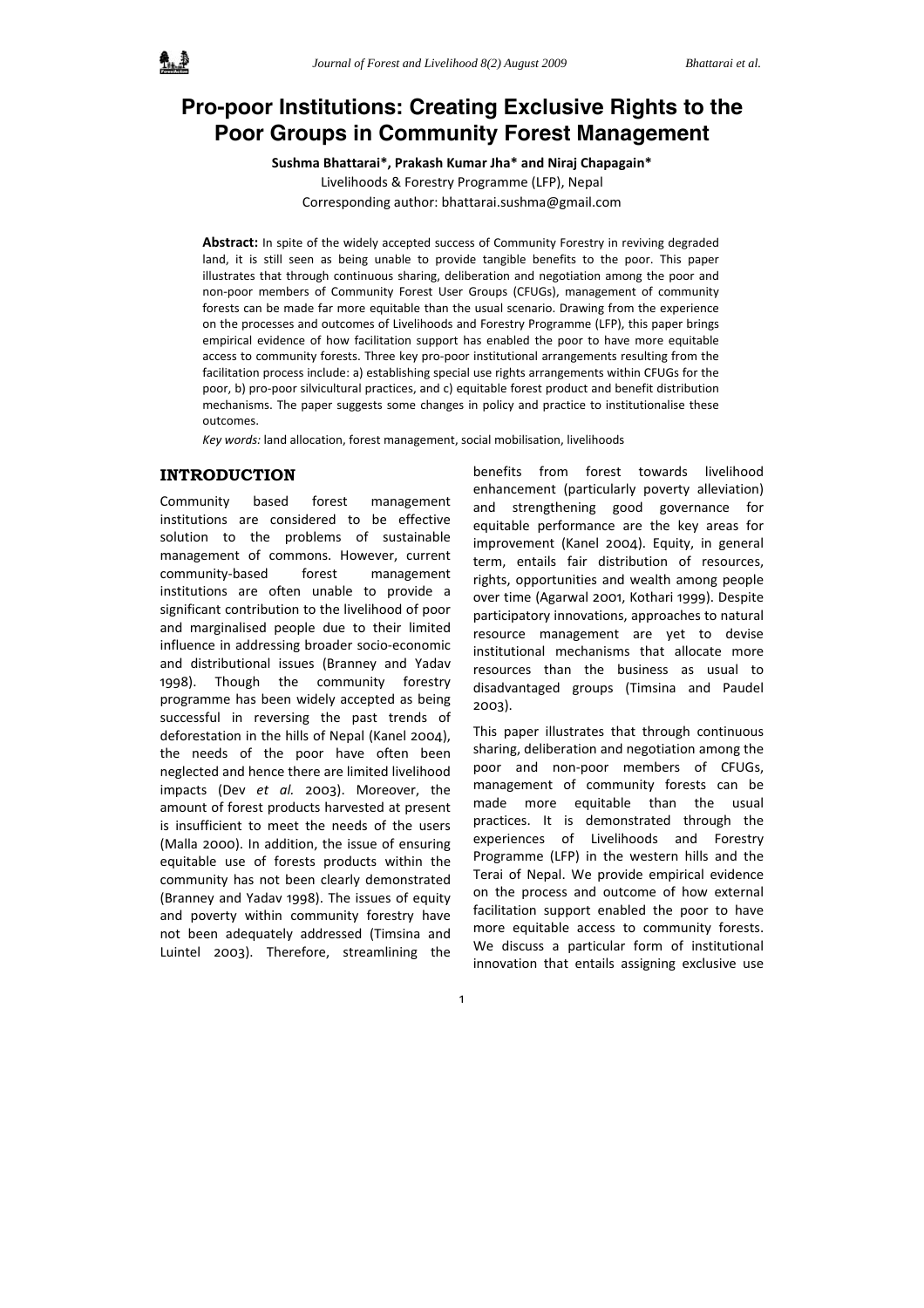# Pro-poor Institutions: Creating Exclusive Rights to the Poor Groups in Community Forest Management

**Sushma Bhattarai\*, Prakash Kumar Jha\* and Niraj Chapagain\***

Livelihoods & Forestry Programme (LFP), Nepal

Corresponding author: bhattarai.sushma@gmail.com

**Abstract:** In spite of the widely accepted success of Community Forestry in reviving degraded land, it is still seen as being unable to provide tangible benefits to the poor. This paper illustrates that through continuous sharing, deliberation and negotiation among the poor and non-poor members of Community Forest User Groups (CFUGs), management of community forests can be made far more equitable than the usual scenario. Drawing from the experience on the processes and outcomes of Livelihoods and Forestry Programme (LFP), this paper brings empirical evidence of how facilitation support has enabled the poor to have more equitable access to community forests. Three key pro-poor institutional arrangements resulting from the facilitation process include: a) establishing special use rights arrangements within CFUGs for the poor, b) pro-poor silvicultural practices, and c) equitable forest product and benefit distribution mechanisms. The paper suggests some changes in policy and practice to institutionalise these outcomes.

*Key words:* land allocation, forest management, social mobilisation, livelihoods

## INTRODUCTION

Community based forest management institutions are considered to be effective solution to the problems of sustainable management of commons. However, current community-based forest management institutions are often unable to provide a significant contribution to the livelihood of poor and marginalised people due to their limited influence in addressing broader socio-economic and distributional issues (Branney and Yadav 1998). Though the community forestry programme has been widely accepted as being successful in reversing the past trends of deforestation in the hills of Nepal (Kanel 2004), the needs of the poor have often been neglected and hence there are limited livelihood impacts (Dev *et al.* 2003). Moreover, the amount of forest products harvested at present is insufficient to meet the needs of the users (Malla 2000). In addition, the issue of ensuring equitable use of forests products within the community has not been clearly demonstrated (Branney and Yadav 1998). The issues of equity and poverty within community forestry have not been adequately addressed (Timsina and Luintel 2003). Therefore, streamlining the benefits from forest towards livelihood enhancement (particularly poverty alleviation) and strengthening good governance for equitable performance are the key areas for improvement (Kanel 2004). Equity, in general term, entails fair distribution of resources, rights, opportunities and wealth among people over time (Agarwal 2001, Kothari 1999). Despite participatory innovations, approaches to natural resource management are yet to devise institutional mechanisms that allocate more resources than the business as usual to disadvantaged groups (Timsina and Paudel 2003).

This paper illustrates that through continuous sharing, deliberation and negotiation among the poor and non-poor members of CFUGs, management of community forests can be made more equitable than the usual practices. It is demonstrated through the experiences of Livelihoods and Forestry Programme (LFP) in the western hills and the Terai of Nepal. We provide empirical evidence on the process and outcome of how external facilitation support enabled the poor to have more equitable access to community forests. We discuss a particular form of institutional innovation that entails assigning exclusive use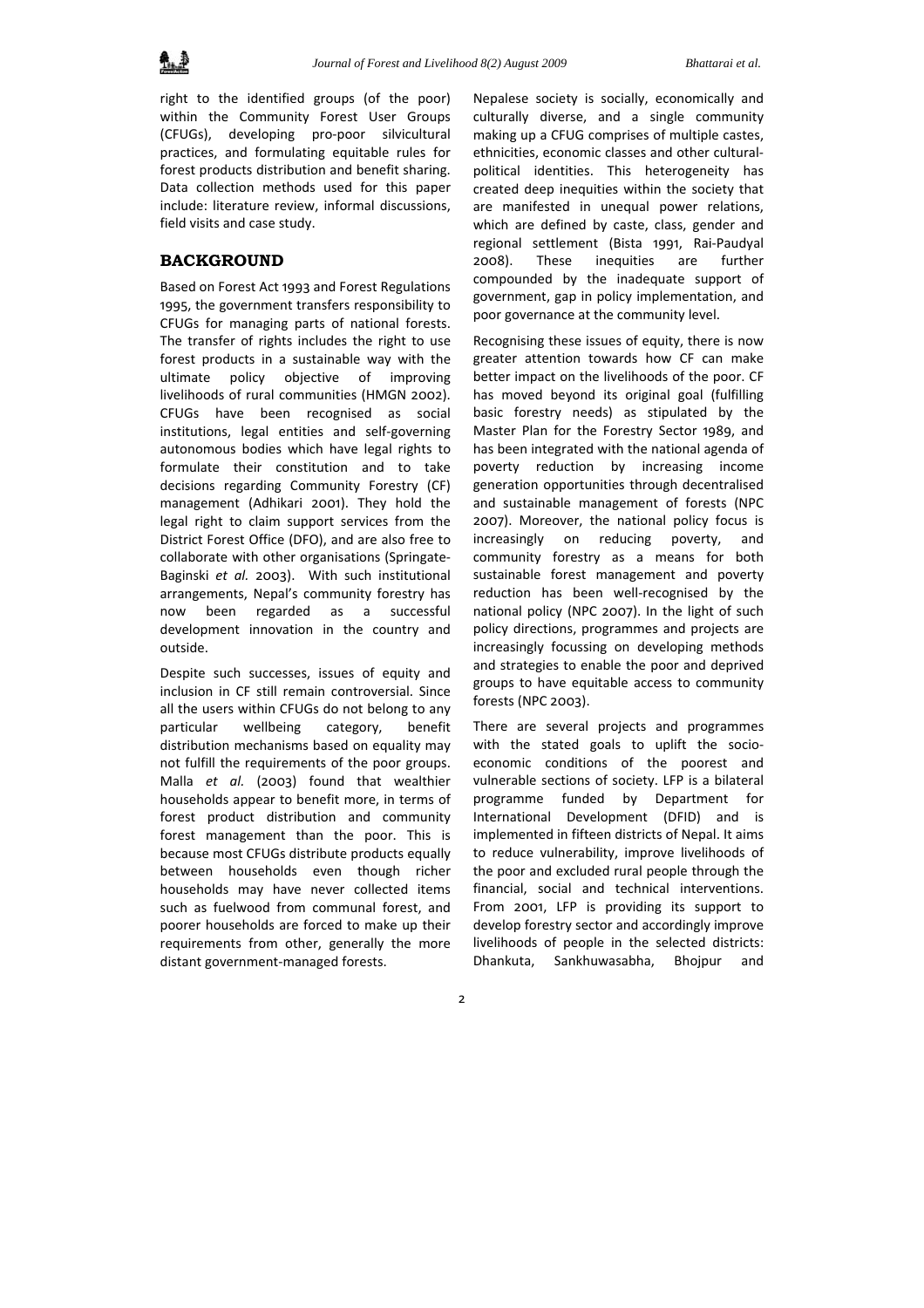right to the identified groups (of the poor) within the Community Forest User Groups (CFUGs), developing pro-poor silvicultural practices, and formulating equitable rules for forest products distribution and benefit sharing. Data collection methods used for this paper include: literature review, informal discussions, field visits and case study.

## BACKGROUND

Based on Forest Act 1993 and Forest Regulations 1995, the government transfers responsibility to CFUGs for managing parts of national forests. The transfer of rights includes the right to use forest products in a sustainable way with the ultimate policy objective of improving livelihoods of rural communities (HMGN 2002). CFUGs have been recognised as social institutions, legal entities and self-governing autonomous bodies which have legal rights to formulate their constitution and to take decisions regarding Community Forestry (CF) management (Adhikari 2001). They hold the legal right to claim support services from the District Forest Office (DFO), and are also free to collaborate with other organisations (Springate-Baginski *et al.* 2003). With such institutional arrangements, Nepal's community forestry has now been regarded as a successful development innovation in the country and outside.

Despite such successes, issues of equity and inclusion in CF still remain controversial. Since all the users within CFUGs do not belong to any particular wellbeing category, benefit distribution mechanisms based on equality may not fulfill the requirements of the poor groups. Malla *et al.* (2003) found that wealthier households appear to benefit more, in terms of forest product distribution and community forest management than the poor. This is because most CFUGs distribute products equally between households even though richer households may have never collected items such as fuelwood from communal forest, and poorer households are forced to make up their requirements from other, generally the more distant government-managed forests.

Nepalese society is socially, economically and culturally diverse, and a single community making up a CFUG comprises of multiple castes, ethnicities, economic classes and other cultural-political identities. This heterogeneity has created deep inequities within the society that are manifested in unequal power relations, which are defined by caste, class, gender and regional settlement (Bista 1991, Rai-Paudyal 2008). These inequities are further compounded by the inadequate support of government, gap in policy implementation, and poor governance at the community level.

Recognising these issues of equity, there is now greater attention towards how CF can make better impact on the livelihoods of the poor. CF has moved beyond its original goal (fulfilling basic forestry needs) as stipulated by the Master Plan for the Forestry Sector 1989, and has been integrated with the national agenda of poverty reduction by increasing income generation opportunities through decentralised and sustainable management of forests (NPC 2007). Moreover, the national policy focus is increasingly on reducing poverty, and community forestry as a means for both sustainable forest management and poverty reduction has been well-recognised by the national policy (NPC 2007). In the light of such policy directions, programmes and projects are increasingly focussing on developing methods and strategies to enable the poor and deprived groups to have equitable access to community forests (NPC 2003).

There are several projects and programmes with the stated goals to uplift the socio-economic conditions of the poorest and vulnerable sections of society. LFP is a bilateral programme funded by Department for International Development (DFID) and is implemented in fifteen districts of Nepal. It aims to reduce vulnerability, improve livelihoods of the poor and excluded rural people through the financial, social and technical interventions. From 2001, LFP is providing its support to develop forestry sector and accordingly improve livelihoods of people in the selected districts: Dhankuta, Sankhuwasabha, Bhojpur and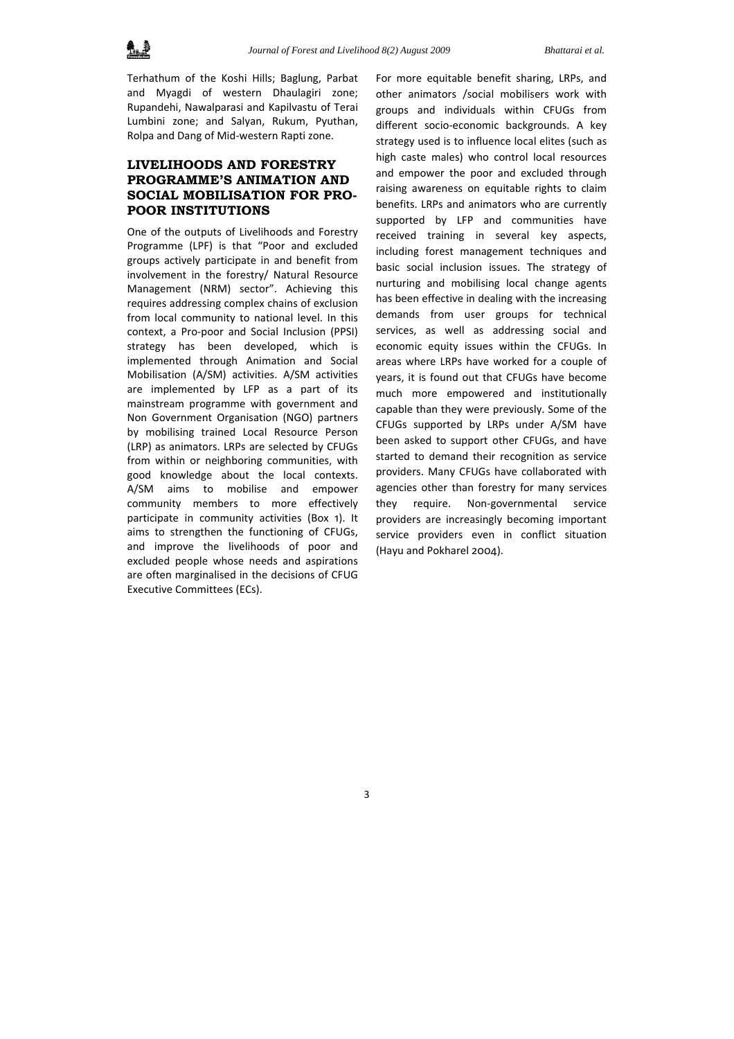Terhathum of the Koshi Hills; Baglung, Parbat and Myagdi of western Dhaulagiri zone; Rupandehi, Nawalparasi and Kapilvastu of Terai Lumbini zone; and Salyan, Rukum, Pyuthan, Rolpa and Dang of Mid-western Rapti zone.

## LIVELIHOODS AND FORESTRY PROGRAMME'S ANIMATION AND SOCIAL MOBILISATION FOR PRO-POOR INSTITUTIONS

One of the outputs of Livelihoods and Forestry Programme (LPF) is that "Poor and excluded groups actively participate in and benefit from involvement in the forestry/ Natural Resource Management (NRM) sector". Achieving this requires addressing complex chains of exclusion from local community to national level. In this context, a Pro-poor and Social Inclusion (PPSI) strategy has been developed, which is implemented through Animation and Social Mobilisation (A/SM) activities. A/SM activities are implemented by LFP as a part of its mainstream programme with government and Non Government Organisation (NGO) partners by mobilising trained Local Resource Person (LRP) as animators. LRPs are selected by CFUGs from within or neighboring communities, with good knowledge about the local contexts. A/SM aims to mobilise and empower community members to more effectively participate in community activities (Box 1). It aims to strengthen the functioning of CFUGs, and improve the livelihoods of poor and excluded people whose needs and aspirations are often marginalised in the decisions of CFUG Executive Committees (ECs).

For more equitable benefit sharing, LRPs, and other animators /social mobilisers work with groups and individuals within CFUGs from different socio-economic backgrounds. A key strategy used is to influence local elites (such as high caste males) who control local resources and empower the poor and excluded through raising awareness on equitable rights to claim benefits. LRPs and animators who are currently supported by LFP and communities have received training in several key aspects, including forest management techniques and basic social inclusion issues. The strategy of nurturing and mobilising local change agents has been effective in dealing with the increasing demands from user groups for technical services, as well as addressing social and economic equity issues within the CFUGs. In areas where LRPs have worked for a couple of years, it is found out that CFUGs have become much more empowered and institutionally capable than they were previously. Some of the CFUGs supported by LRPs under A/SM have been asked to support other CFUGs, and have started to demand their recognition as service providers. Many CFUGs have collaborated with agencies other than forestry for many services they require. Non-governmental service providers are increasingly becoming important service providers even in conflict situation (Hayu and Pokharel 2004).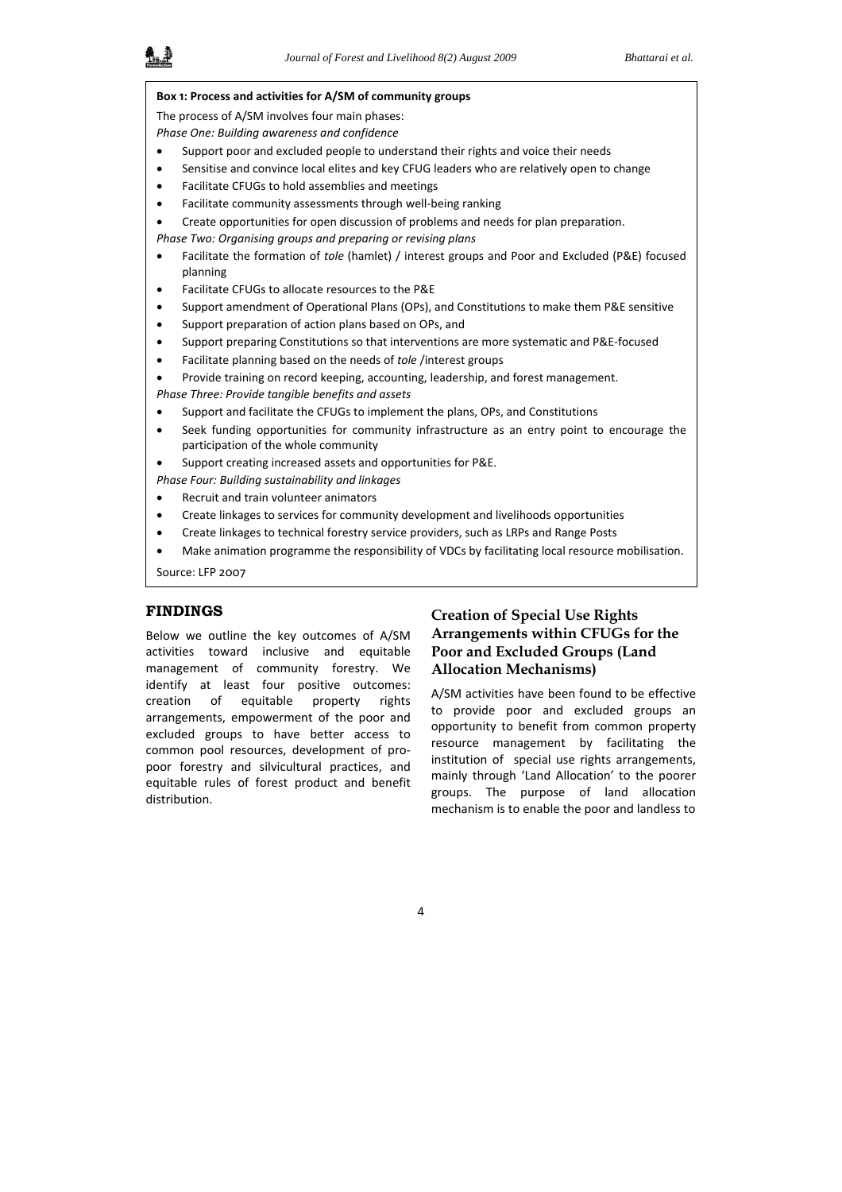**Box 1: Process and activities for A/SM of community groups**

The process of A/SM involves four main phases:

*Phase One: Building awareness and confidence*

- Support poor and excluded people to understand their rights and voice their needs
- Sensitise and convince local elites and key CFUG leaders who are relatively open to change
- Facilitate CFUGs to hold assemblies and meetings
- Facilitate community assessments through well-being ranking
- Create opportunities for open discussion of problems and needs for plan preparation.

*Phase Two: Organising groups and preparing or revising plans*

- Facilitate the formation of *tole* (hamlet) / interest groups and Poor and Excluded (P&E) focused planning
- Facilitate CFUGs to allocate resources to the P&E
- Support amendment of Operational Plans (OPs), and Constitutions to make them P&E sensitive
- Support preparation of action plans based on OPs, and
- Support preparing Constitutions so that interventions are more systematic and P&E-focused
- Facilitate planning based on the needs of *tole* /interest groups
- Provide training on record keeping, accounting, leadership, and forest management.

*Phase Three: Provide tangible benefits and assets*

- Support and facilitate the CFUGs to implement the plans, OPs, and Constitutions
- Seek funding opportunities for community infrastructure as an entry point to encourage the participation of the whole community
- Support creating increased assets and opportunities for P&E.

*Phase Four: Building sustainability and linkages*

- Recruit and train volunteer animators
- Create linkages to services for community development and livelihoods opportunities
- Create linkages to technical forestry service providers, such as LRPs and Range Posts
- Make animation programme the responsibility of VDCs by facilitating local resource mobilisation.

Source: LFP 2007

## FINDINGS

Below we outline the key outcomes of A/SM activities toward inclusive and equitable management of community forestry. We identify at least four positive outcomes: creation of equitable property rights arrangements, empowerment of the poor and excluded groups to have better access to common pool resources, development of pro-poor forestry and silvicultural practices, and equitable rules of forest product and benefit distribution.

### Creation of Special Use Rights Arrangements within CFUGs for the Poor and Excluded Groups (Land Allocation Mechanisms)

A/SM activities have been found to be effective to provide poor and excluded groups an opportunity to benefit from common property resource management by facilitating the institution of special use rights arrangements, mainly through 'Land Allocation' to the poorer groups. The purpose of land allocation mechanism is to enable the poor and landless to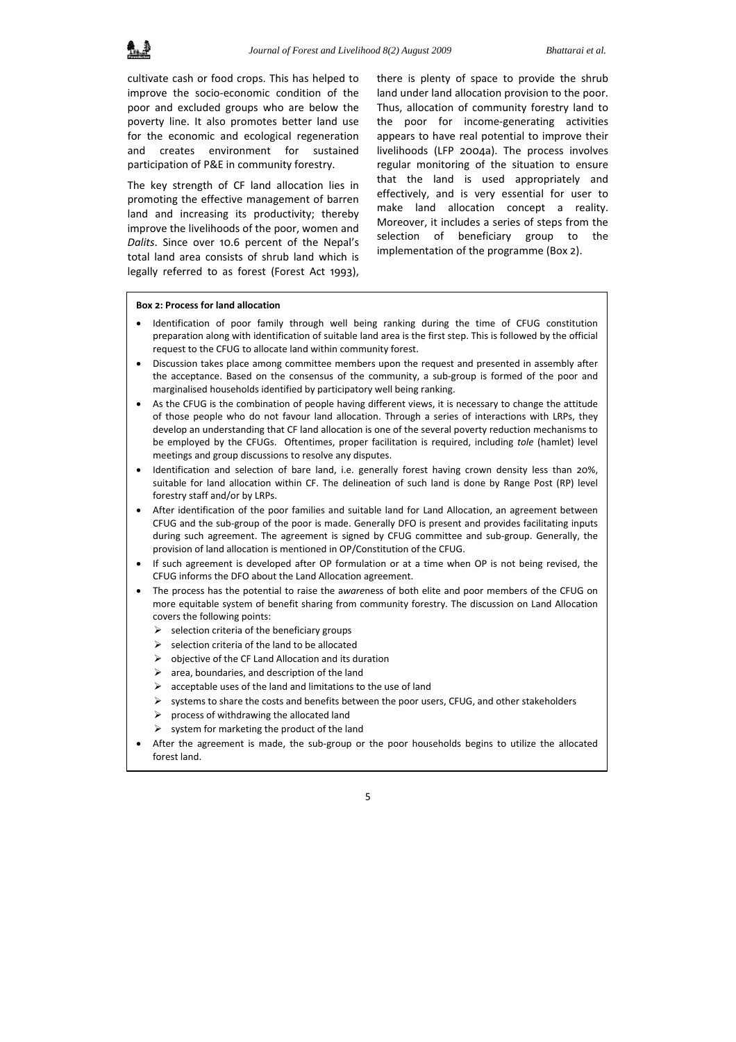cultivate cash or food crops. This has helped to improve the socio-economic condition of the poor and excluded groups who are below the poverty line. It also promotes better land use for the economic and ecological regeneration and creates environment for sustained participation of P&E in community forestry.

The key strength of CF land allocation lies in promoting the effective management of barren land and increasing its productivity; thereby improve the livelihoods of the poor, women and *Dalits*. Since over 10.6 percent of the Nepal's total land area consists of shrub land which is legally referred to as forest (Forest Act 1993), there is plenty of space to provide the shrub land under land allocation provision to the poor. Thus, allocation of community forestry land to the poor for income-generating activities appears to have real potential to improve their livelihoods (LFP 2004a). The process involves regular monitoring of the situation to ensure that the land is used appropriately and effectively, and is very essential for user to make land allocation concept a reality. Moreover, it includes a series of steps from the selection of beneficiary group to the implementation of the programme (Box 2).

**Box 2: Process for land allocation**

- Identification of poor family through well being ranking during the time of CFUG constitution preparation along with identification of suitable land area is the first step. This is followed by the official request to the CFUG to allocate land within community forest.
- Discussion takes place among committee members upon the request and presented in assembly after the acceptance. Based on the consensus of the community, a sub-group is formed of the poor and marginalised households identified by participatory well being ranking.
- As the CFUG is the combination of people having different views, it is necessary to change the attitude of those people who do not favour land allocation. Through a series of interactions with LRPs, they develop an understanding that CF land allocation is one of the several poverty reduction mechanisms to be employed by the CFUGs. Oftentimes, proper facilitation is required, including *tole* (hamlet) level meetings and group discussions to resolve any disputes.
- Identification and selection of bare land, i.e. generally forest having crown density less than 20%, suitable for land allocation within CF. The delineation of such land is done by Range Post (RP) level forestry staff and/or by LRPs.
- After identification of the poor families and suitable land for Land Allocation, an agreement between CFUG and the sub-group of the poor is made. Generally DFO is present and provides facilitating inputs during such agreement. The agreement is signed by CFUG committee and sub-group. Generally, the provision of land allocation is mentioned in OP/Constitution of the CFUG.
- If such agreement is developed after OP formulation or at a time when OP is not being revised, the CFUG informs the DFO about the Land Allocation agreement.
- The process has the potential to raise the a*ware*ness of both elite and poor members of the CFUG on more equitable system of benefit sharing from community forestry. The discussion on Land Allocation covers the following points:
  - selection criteria of the beneficiary groups
  - selection criteria of the land to be allocated
  - objective of the CF Land Allocation and its duration
  - area, boundaries, and description of the land
  - acceptable uses of the land and limitations to the use of land
  - systems to share the costs and benefits between the poor users, CFUG, and other stakeholders
  - process of withdrawing the allocated land
  - system for marketing the product of the land
- After the agreement is made, the sub-group or the poor households begins to utilize the allocated forest land.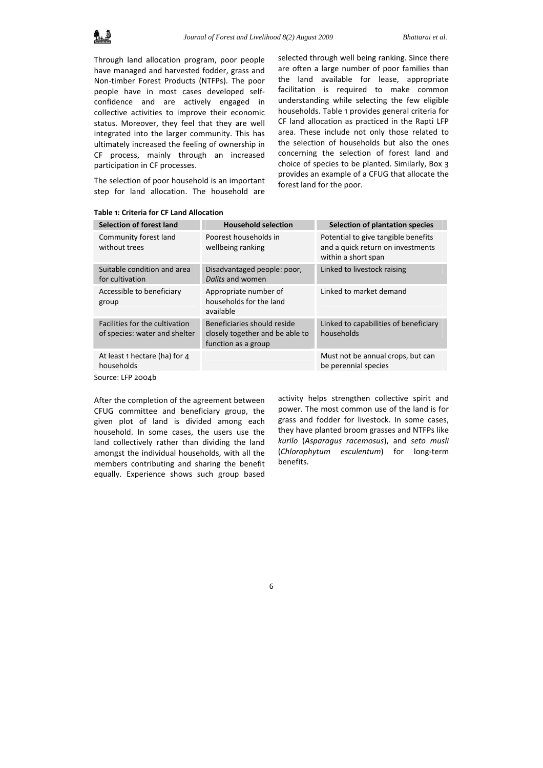Through land allocation program, poor people have managed and harvested fodder, grass and Non-timber Forest Products (NTFPs). The poor people have in most cases developed self-confidence and are actively engaged in collective activities to improve their economic status. Moreover, they feel that they are well integrated into the larger community. This has ultimately increased the feeling of ownership in CF process, mainly through an increased participation in CF processes.

The selection of poor household is an important step for land allocation. The household are selected through well being ranking. Since there are often a large number of poor families than the land available for lease, appropriate facilitation is required to make common understanding while selecting the few eligible households. Table 1 provides general criteria for CF land allocation as practiced in the Rapti LFP area. These include not only those related to the selection of households but also the ones concerning the selection of forest land and choice of species to be planted. Similarly, Box 3 provides an example of a CFUG that allocate the forest land for the poor.

**Table 1: Criteria for CF Land Allocation**

| Selection of forest land | Household selection | Selection of plantation species |
|---|---|---|
| Community forest land without trees | Poorest households in wellbeing ranking | Potential to give tangible benefits and a quick return on investments within a short span |
| Suitable condition and area for cultivation | Disadvantaged people: poor, *Dalits* and women | Linked to livestock raising |
| Accessible to beneficiary group | Appropriate number of households for the land available | Linked to market demand |
| Facilities for the cultivation of species: water and shelter | Beneficiaries should reside closely together and be able to function as a group | Linked to capabilities of beneficiary households |
| At least 1 hectare (ha) for 4 households | | Must not be annual crops, but can be perennial species |

Source: LFP 2004b

After the completion of the agreement between CFUG committee and beneficiary group, the given plot of land is divided among each household. In some cases, the users use the land collectively rather than dividing the land amongst the individual households, with all the members contributing and sharing the benefit equally. Experience shows such group based activity helps strengthen collective spirit and power. The most common use of the land is for grass and fodder for livestock. In some cases, they have planted broom grasses and NTFPs like *kurilo* (*Asparagus racemosus*), and *seto musli* (*Chlorophytum esculentum*) for long-term benefits.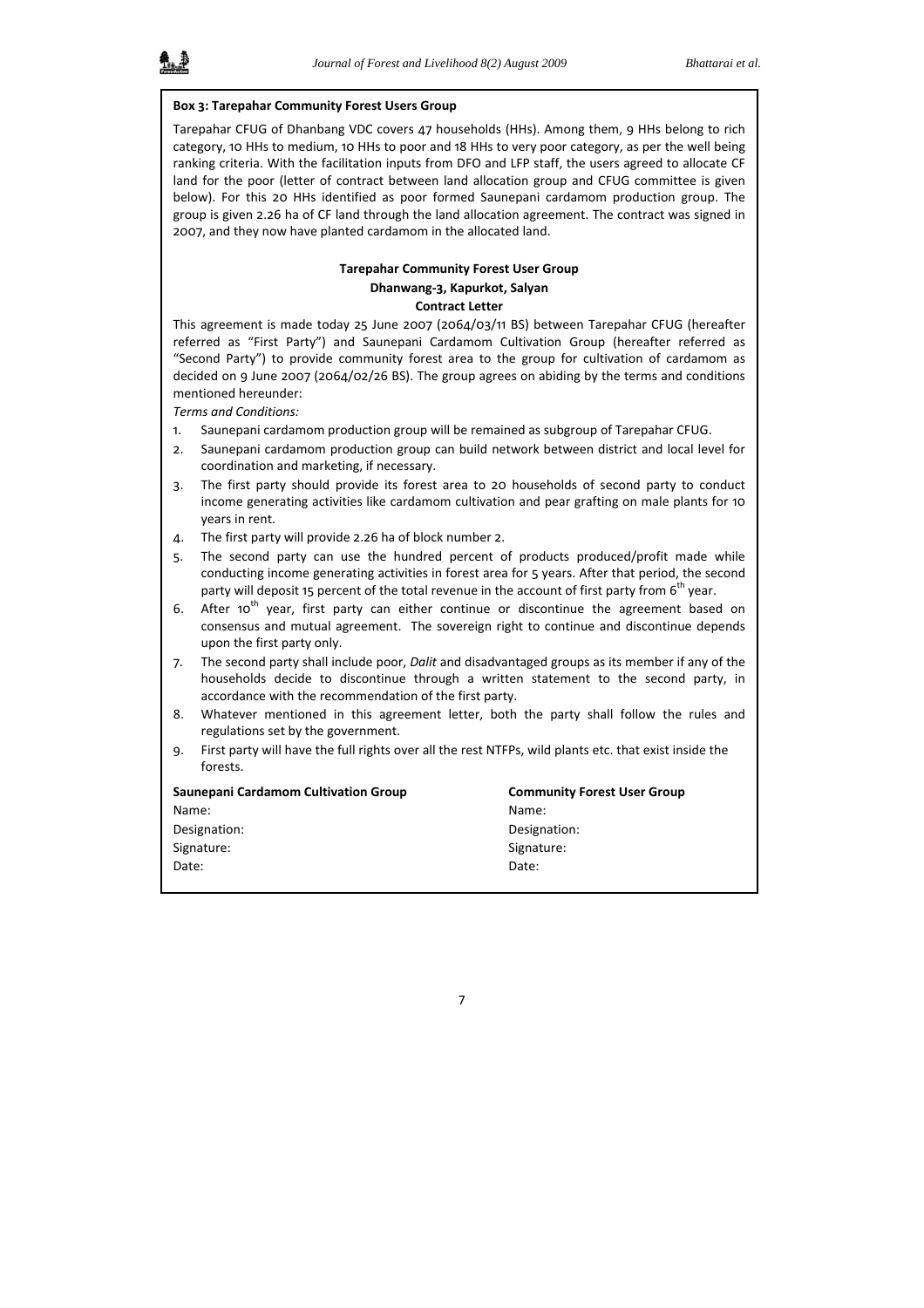**Box 3: Tarepahar Community Forest Users Group**

Tarepahar CFUG of Dhanbang VDC covers 47 households (HHs). Among them, 9 HHs belong to rich category, 10 HHs to medium, 10 HHs to poor and 18 HHs to very poor category, as per the well being ranking criteria. With the facilitation inputs from DFO and LFP staff, the users agreed to allocate CF land for the poor (letter of contract between land allocation group and CFUG committee is given below). For this 20 HHs identified as poor formed Saunepani cardamom production group. The group is given 2.26 ha of CF land through the land allocation agreement. The contract was signed in 2007, and they now have planted cardamom in the allocated land.

**Tarepahar Community Forest User Group**
**Dhanwang-3, Kapurkot, Salyan**
**Contract Letter**

This agreement is made today 25 June 2007 (2064/03/11 BS) between Tarepahar CFUG (hereafter referred as "First Party") and Saunepani Cardamom Cultivation Group (hereafter referred as "Second Party") to provide community forest area to the group for cultivation of cardamom as decided on 9 June 2007 (2064/02/26 BS). The group agrees on abiding by the terms and conditions mentioned hereunder:

*Terms and Conditions:*

1. Saunepani cardamom production group will be remained as subgroup of Tarepahar CFUG.
2. Saunepani cardamom production group can build network between district and local level for coordination and marketing, if necessary.
3. The first party should provide its forest area to 20 households of second party to conduct income generating activities like cardamom cultivation and pear grafting on male plants for 10 years in rent.
4. The first party will provide 2.26 ha of block number 2.
5. The second party can use the hundred percent of products produced/profit made while conducting income generating activities in forest area for 5 years. After that period, the second party will deposit 15 percent of the total revenue in the account of first party from 6th year.
6. After 10th year, first party can either continue or discontinue the agreement based on consensus and mutual agreement. The sovereign right to continue and discontinue depends upon the first party only.
7. The second party shall include poor, *Dalit* and disadvantaged groups as its member if any of the households decide to discontinue through a written statement to the second party, in accordance with the recommendation of the first party.
8. Whatever mentioned in this agreement letter, both the party shall follow the rules and regulations set by the government.
9. First party will have the full rights over all the rest NTFPs, wild plants etc. that exist inside the forests.

| **Saunepani Cardamom Cultivation Group** | **Community Forest User Group** |
|---|---|
| Name: | Name: |
| Designation: | Designation: |
| Signature: | Signature: |
| Date: | Date: |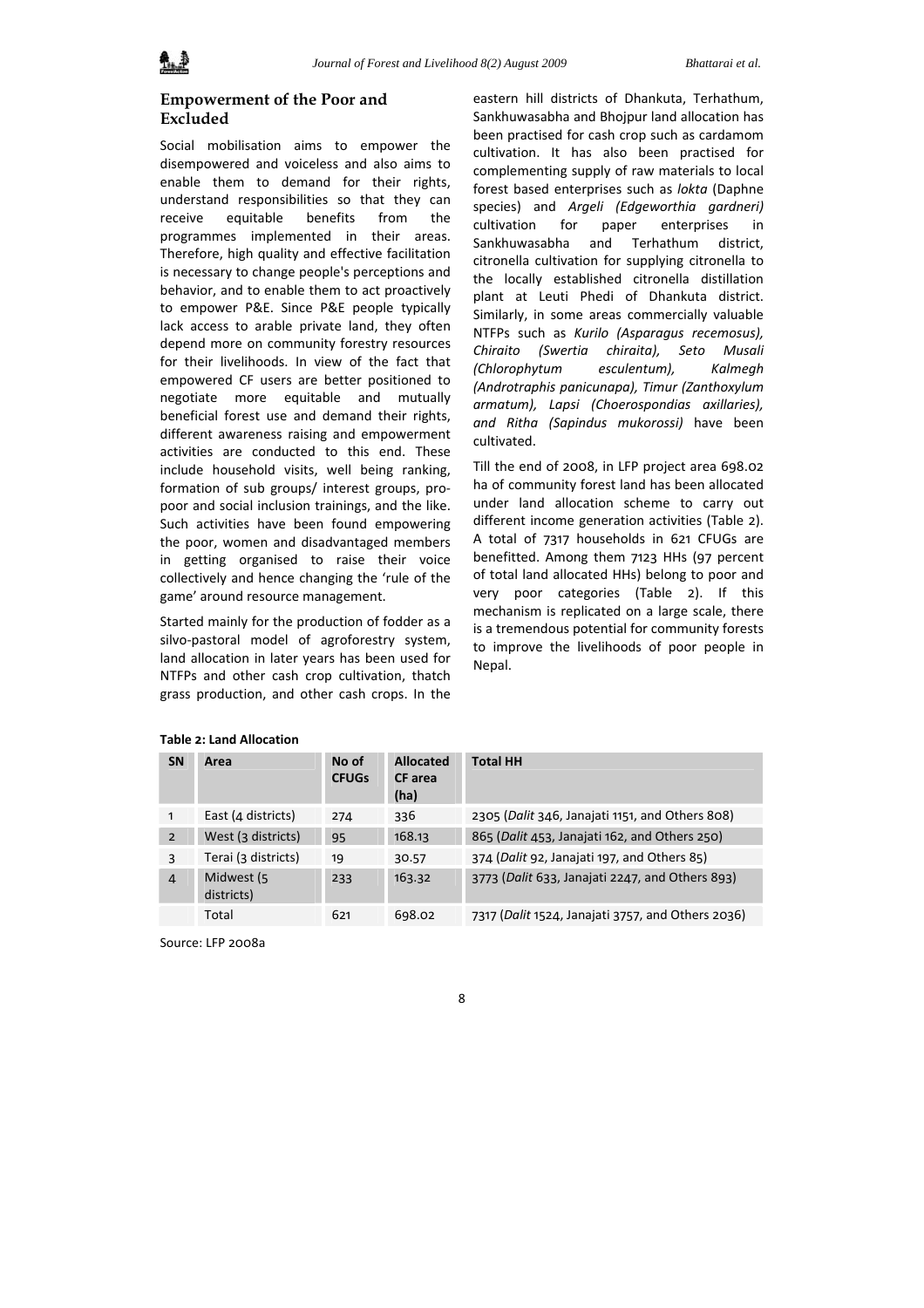## Empowerment of the Poor and Excluded

Social mobilisation aims to empower the disempowered and voiceless and also aims to enable them to demand for their rights, understand responsibilities so that they can receive equitable benefits from the programmes implemented in their areas. Therefore, high quality and effective facilitation is necessary to change people's perceptions and behavior, and to enable them to act proactively to empower P&E. Since P&E people typically lack access to arable private land, they often depend more on community forestry resources for their livelihoods. In view of the fact that empowered CF users are better positioned to negotiate more equitable and mutually beneficial forest use and demand their rights, different awareness raising and empowerment activities are conducted to this end. These include household visits, well being ranking, formation of sub groups/ interest groups, pro-poor and social inclusion trainings, and the like. Such activities have been found empowering the poor, women and disadvantaged members in getting organised to raise their voice collectively and hence changing the 'rule of the game' around resource management.

Started mainly for the production of fodder as a silvo-pastoral model of agroforestry system, land allocation in later years has been used for NTFPs and other cash crop cultivation, thatch grass production, and other cash crops. In the eastern hill districts of Dhankuta, Terhathum, Sankhuwasabha and Bhojpur land allocation has been practised for cash crop such as cardamom cultivation. It has also been practised for complementing supply of raw materials to local forest based enterprises such as *lokta* (Daphne species) and *Argeli (Edgeworthia gardneri)* cultivation for paper enterprises in Sankhuwasabha and Terhathum district, citronella cultivation for supplying citronella to the locally established citronella distillation plant at Leuti Phedi of Dhankuta district. Similarly, in some areas commercially valuable NTFPs such as *Kurilo (Asparagus recemosus), Chiraito (Swertia chiraita), Seto Musali (Chlorophytum esculentum), Kalmegh (Androtraphis panicunapa), Timur (Zanthoxylum armatum), Lapsi (Choerospondias axillaries), and Ritha (Sapindus mukorossi)* have been cultivated.

Till the end of 2008, in LFP project area 698.02 ha of community forest land has been allocated under land allocation scheme to carry out different income generation activities (Table 2). A total of 7317 households in 621 CFUGs are benefitted. Among them 7123 HHs (97 percent of total land allocated HHs) belong to poor and very poor categories (Table 2). If this mechanism is replicated on a large scale, there is a tremendous potential for community forests to improve the livelihoods of poor people in Nepal.

**Table 2: Land Allocation**

| SN | Area | No of CFUGs | Allocated CF area (ha) | Total HH |
|---|---|---|---|---|
| 1 | East (4 districts) | 274 | 336 | 2305 (*Dalit* 346, Janajati 1151, and Others 808) |
| 2 | West (3 districts) | 95 | 168.13 | 865 (*Dalit* 453, Janajati 162, and Others 250) |
| 3 | Terai (3 districts) | 19 | 30.57 | 374 (*Dalit* 92, Janajati 197, and Others 85) |
| 4 | Midwest (5 districts) | 233 | 163.32 | 3773 (*Dalit* 633, Janajati 2247, and Others 893) |
| | Total | 621 | 698.02 | 7317 (*Dalit* 1524, Janajati 3757, and Others 2036) |

Source: LFP 2008a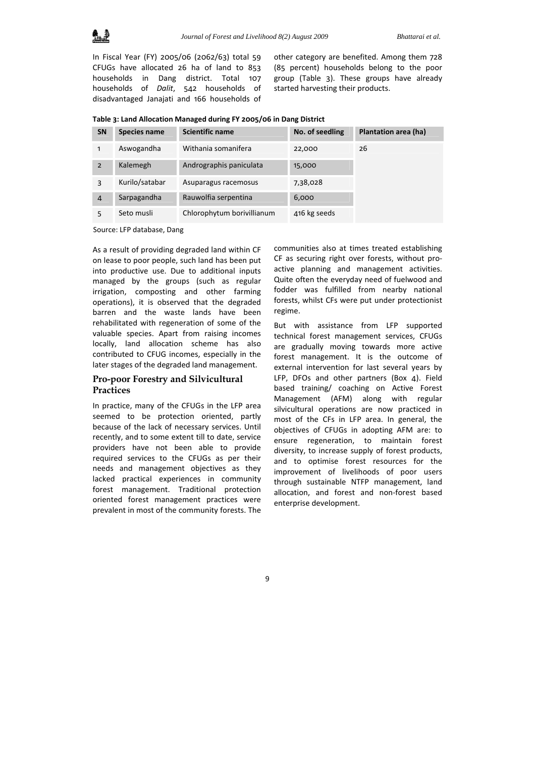In Fiscal Year (FY) 2005/06 (2062/63) total 59 CFUGs have allocated 26 ha of land to 853 households in Dang district. Total 107 households of *Dalit*, 542 households of disadvantaged Janajati and 166 households of other category are benefited. Among them 728 (85 percent) households belong to the poor group (Table 3). These groups have already started harvesting their products.

**Table 3: Land Allocation Managed during FY 2005/06 in Dang District**

| SN | Species name | Scientific name | No. of seedling | Plantation area (ha) |
|---|---|---|---|---|
| 1 | Aswogandha | Withania somanifera | 22,000 | 26 |
| 2 | Kalemegh | Andrographis paniculata | 15,000 | |
| 3 | Kurilo/satabar | Asuparagus racemosus | 7,38,028 | |
| 4 | Sarpagandha | Rauwolfia serpentina | 6,000 | |
| 5 | Seto musli | Chlorophytum borivillianum | 416 kg seeds | |

Source: LFP database, Dang

As a result of providing degraded land within CF on lease to poor people, such land has been put into productive use. Due to additional inputs managed by the groups (such as regular irrigation, composting and other farming operations), it is observed that the degraded barren and the waste lands have been rehabilitated with regeneration of some of the valuable species. Apart from raising incomes locally, land allocation scheme has also contributed to CFUG incomes, especially in the later stages of the degraded land management.

## Pro-poor Forestry and Silvicultural Practices

In practice, many of the CFUGs in the LFP area seemed to be protection oriented, partly because of the lack of necessary services. Until recently, and to some extent till to date, service providers have not been able to provide required services to the CFUGs as per their needs and management objectives as they lacked practical experiences in community forest management. Traditional protection oriented forest management practices were prevalent in most of the community forests. The communities also at times treated establishing CF as securing right over forests, without pro-active planning and management activities. Quite often the everyday need of fuelwood and fodder was fulfilled from nearby national forests, whilst CFs were put under protectionist regime.

But with assistance from LFP supported technical forest management services, CFUGs are gradually moving towards more active forest management. It is the outcome of external intervention for last several years by LFP, DFOs and other partners (Box 4). Field based training/ coaching on Active Forest Management (AFM) along with regular silvicultural operations are now practiced in most of the CFs in LFP area. In general, the objectives of CFUGs in adopting AFM are: to ensure regeneration, to maintain forest diversity, to increase supply of forest products, and to optimise forest resources for the improvement of livelihoods of poor users through sustainable NTFP management, land allocation, and forest and non-forest based enterprise development.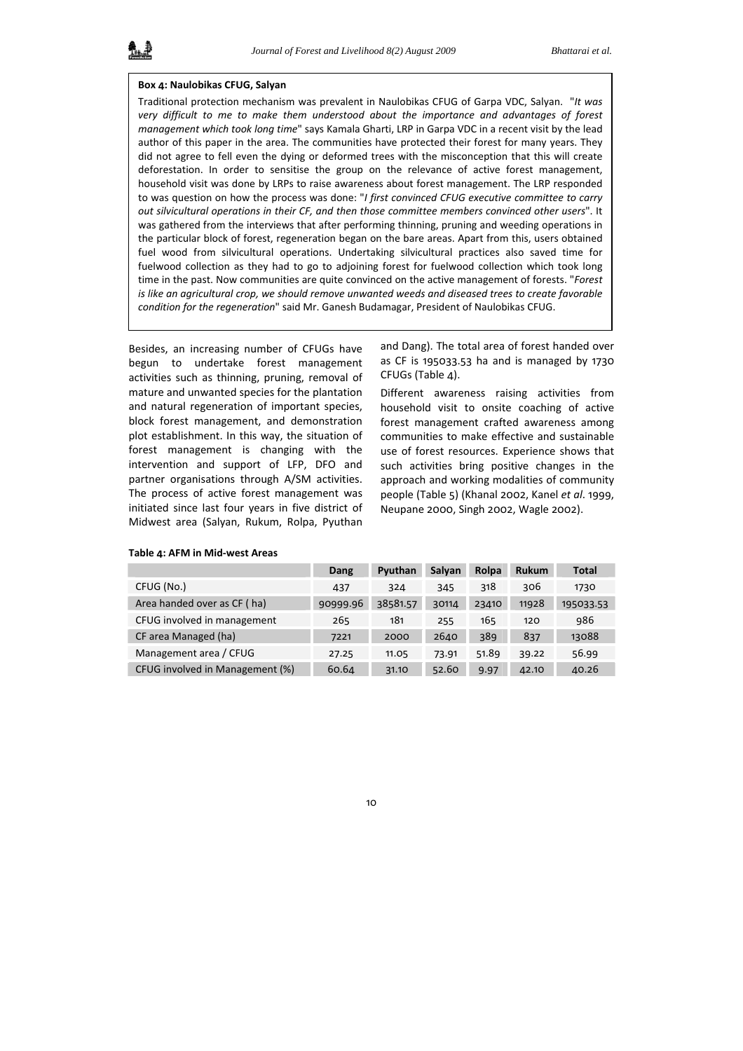**Box 4: Naulobikas CFUG, Salyan**

Traditional protection mechanism was prevalent in Naulobikas CFUG of Garpa VDC, Salyan. "*It was very difficult to me to make them understood about the importance and advantages of forest management which took long time*" says Kamala Gharti, LRP in Garpa VDC in a recent visit by the lead author of this paper in the area. The communities have protected their forest for many years. They did not agree to fell even the dying or deformed trees with the misconception that this will create deforestation. In order to sensitise the group on the relevance of active forest management, household visit was done by LRPs to raise awareness about forest management. The LRP responded to was question on how the process was done: "*I first convinced CFUG executive committee to carry out silvicultural operations in their CF, and then those committee members convinced other users*". It was gathered from the interviews that after performing thinning, pruning and weeding operations in the particular block of forest, regeneration began on the bare areas. Apart from this, users obtained fuel wood from silvicultural operations. Undertaking silvicultural practices also saved time for fuelwood collection as they had to go to adjoining forest for fuelwood collection which took long time in the past. Now communities are quite convinced on the active management of forests. "*Forest is like an agricultural crop, we should remove unwanted weeds and diseased trees to create favorable condition for the regeneration*" said Mr. Ganesh Budamagar, President of Naulobikas CFUG.

Besides, an increasing number of CFUGs have begun to undertake forest management activities such as thinning, pruning, removal of mature and unwanted species for the plantation and natural regeneration of important species, block forest management, and demonstration plot establishment. In this way, the situation of forest management is changing with the intervention and support of LFP, DFO and partner organisations through A/SM activities. The process of active forest management was initiated since last four years in five district of Midwest area (Salyan, Rukum, Rolpa, Pyuthan and Dang). The total area of forest handed over as CF is 195033.53 ha and is managed by 1730 CFUGs (Table 4).

Different awareness raising activities from household visit to onsite coaching of active forest management crafted awareness among communities to make effective and sustainable use of forest resources. Experience shows that such activities bring positive changes in the approach and working modalities of community people (Table 5) (Khanal 2002, Kanel *et al*. 1999, Neupane 2000, Singh 2002, Wagle 2002).

**Table 4: AFM in Mid-west Areas**

| | Dang | Pyuthan | Salyan | Rolpa | Rukum | Total |
|---|---|---|---|---|---|---|
| CFUG (No.) | 437 | 324 | 345 | 318 | 306 | 1730 |
| Area handed over as CF ( ha) | 90999.96 | 38581.57 | 30114 | 23410 | 11928 | 195033.53 |
| CFUG involved in management | 265 | 181 | 255 | 165 | 120 | 986 |
| CF area Managed (ha) | 7221 | 2000 | 2640 | 389 | 837 | 13088 |
| Management area / CFUG | 27.25 | 11.05 | 73.91 | 51.89 | 39.22 | 56.99 |
| CFUG involved in Management (%) | 60.64 | 31.10 | 52.60 | 9.97 | 42.10 | 40.26 |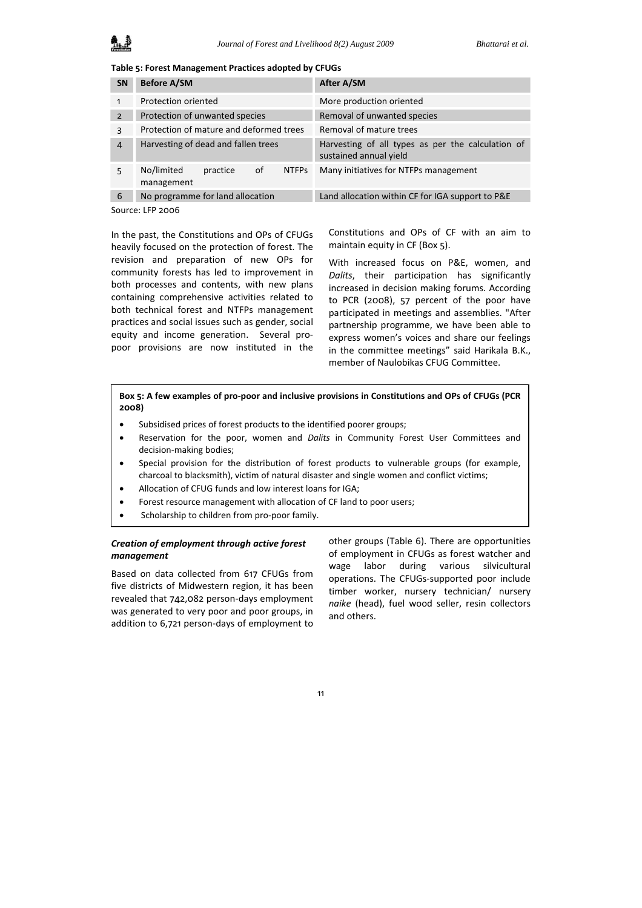**Table 5: Forest Management Practices adopted by CFUGs**

| SN | Before A/SM | After A/SM |
|---|---|---|
| 1 | Protection oriented | More production oriented |
| 2 | Protection of unwanted species | Removal of unwanted species |
| 3 | Protection of mature and deformed trees | Removal of mature trees |
| 4 | Harvesting of dead and fallen trees | Harvesting of all types as per the calculation of sustained annual yield |
| 5 | No/limited practice of NTFPs management | Many initiatives for NTFPs management |
| 6 | No programme for land allocation | Land allocation within CF for IGA support to P&E |

Source: LFP 2006

In the past, the Constitutions and OPs of CFUGs heavily focused on the protection of forest. The revision and preparation of new OPs for community forests has led to improvement in both processes and contents, with new plans containing comprehensive activities related to both technical forest and NTFPs management practices and social issues such as gender, social equity and income generation. Several pro-poor provisions are now instituted in the Constitutions and OPs of CF with an aim to maintain equity in CF (Box 5).

With increased focus on P&E, women, and *Dalits*, their participation has significantly increased in decision making forums. According to PCR (2008), 57 percent of the poor have participated in meetings and assemblies. "After partnership programme, we have been able to express women's voices and share our feelings in the committee meetings" said Harikala B.K., member of Naulobikas CFUG Committee.

**Box 5: A few examples of pro-poor and inclusive provisions in Constitutions and OPs of CFUGs (PCR 2008)**

- Subsidised prices of forest products to the identified poorer groups;
- Reservation for the poor, women and *Dalits* in Community Forest User Committees and decision-making bodies;
- Special provision for the distribution of forest products to vulnerable groups (for example, charcoal to blacksmith), victim of natural disaster and single women and conflict victims;
- Allocation of CFUG funds and low interest loans for IGA;
- Forest resource management with allocation of CF land to poor users;
- Scholarship to children from pro-poor family.

***Creation of employment through active forest management***

Based on data collected from 617 CFUGs from five districts of Midwestern region, it has been revealed that 742,082 person-days employment was generated to very poor and poor groups, in addition to 6,721 person-days of employment to other groups (Table 6). There are opportunities of employment in CFUGs as forest watcher and wage labor during various silvicultural operations. The CFUGs-supported poor include timber worker, nursery technician/ nursery *naike* (head), fuel wood seller, resin collectors and others.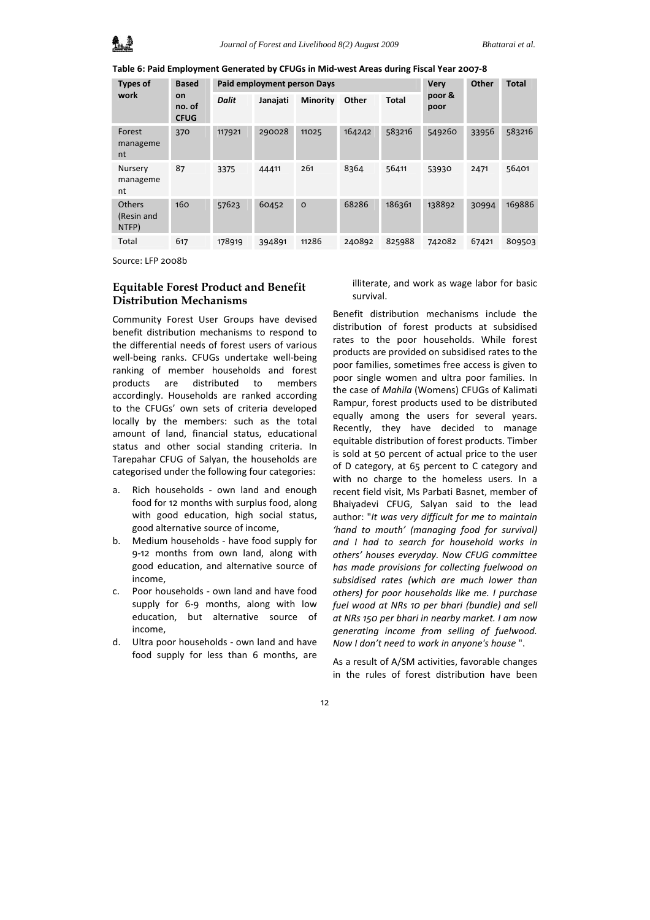**Table 6: Paid Employment Generated by CFUGs in Mid-west Areas during Fiscal Year 2007-8**

| Types of work | Based on no. of CFUG | Paid employment person Days | | | | | Very poor & poor | Other | Total |
|---|---|---|---|---|---|---|---|---|---|
| | | *Dalit* | Janajati | Minority | Other | Total | | | |
| Forest management | 370 | 117921 | 290028 | 11025 | 164242 | 583216 | 549260 | 33956 | 583216 |
| Nursery management | 87 | 3375 | 44411 | 261 | 8364 | 56411 | 53930 | 2471 | 56401 |
| Others (Resin and NTFP) | 160 | 57623 | 60452 | 0 | 68286 | 186361 | 138892 | 30994 | 169886 |
| Total | 617 | 178919 | 394891 | 11286 | 240892 | 825988 | 742082 | 67421 | 809503 |

Source: LFP 2008b

## Equitable Forest Product and Benefit Distribution Mechanisms

Community Forest User Groups have devised benefit distribution mechanisms to respond to the differential needs of forest users of various well-being ranks. CFUGs undertake well-being ranking of member households and forest products are distributed to members accordingly. Households are ranked according to the CFUGs' own sets of criteria developed locally by the members: such as the total amount of land, financial status, educational status and other social standing criteria. In Tarepahar CFUG of Salyan, the households are categorised under the following four categories:

a. Rich households - own land and enough food for 12 months with surplus food, along with good education, high social status, good alternative source of income,
b. Medium households - have food supply for 9-12 months from own land, along with good education, and alternative source of income,
c. Poor households - own land and have food supply for 6-9 months, along with low education, but alternative source of income,
d. Ultra poor households - own land and have food supply for less than 6 months, are illiterate, and work as wage labor for basic survival.

Benefit distribution mechanisms include the distribution of forest products at subsidised rates to the poor households. While forest products are provided on subsidised rates to the poor families, sometimes free access is given to poor single women and ultra poor families. In the case of *Mahila* (Womens) CFUGs of Kalimati Rampur, forest products used to be distributed equally among the users for several years. Recently, they have decided to manage equitable distribution of forest products. Timber is sold at 50 percent of actual price to the user of D category, at 65 percent to C category and with no charge to the homeless users. In a recent field visit, Ms Parbati Basnet, member of Bhaiyadevi CFUG, Salyan said to the lead author: "*It was very difficult for me to maintain 'hand to mouth' (managing food for survival) and I had to search for household works in others' houses everyday. Now CFUG committee has made provisions for collecting fuelwood on subsidised rates (which are much lower than others) for poor households like me. I purchase fuel wood at NRs 10 per bhari (bundle) and sell at NRs 150 per bhari in nearby market. I am now generating income from selling of fuelwood. Now I don't need to work in anyone's house* ".

As a result of A/SM activities, favorable changes in the rules of forest distribution have been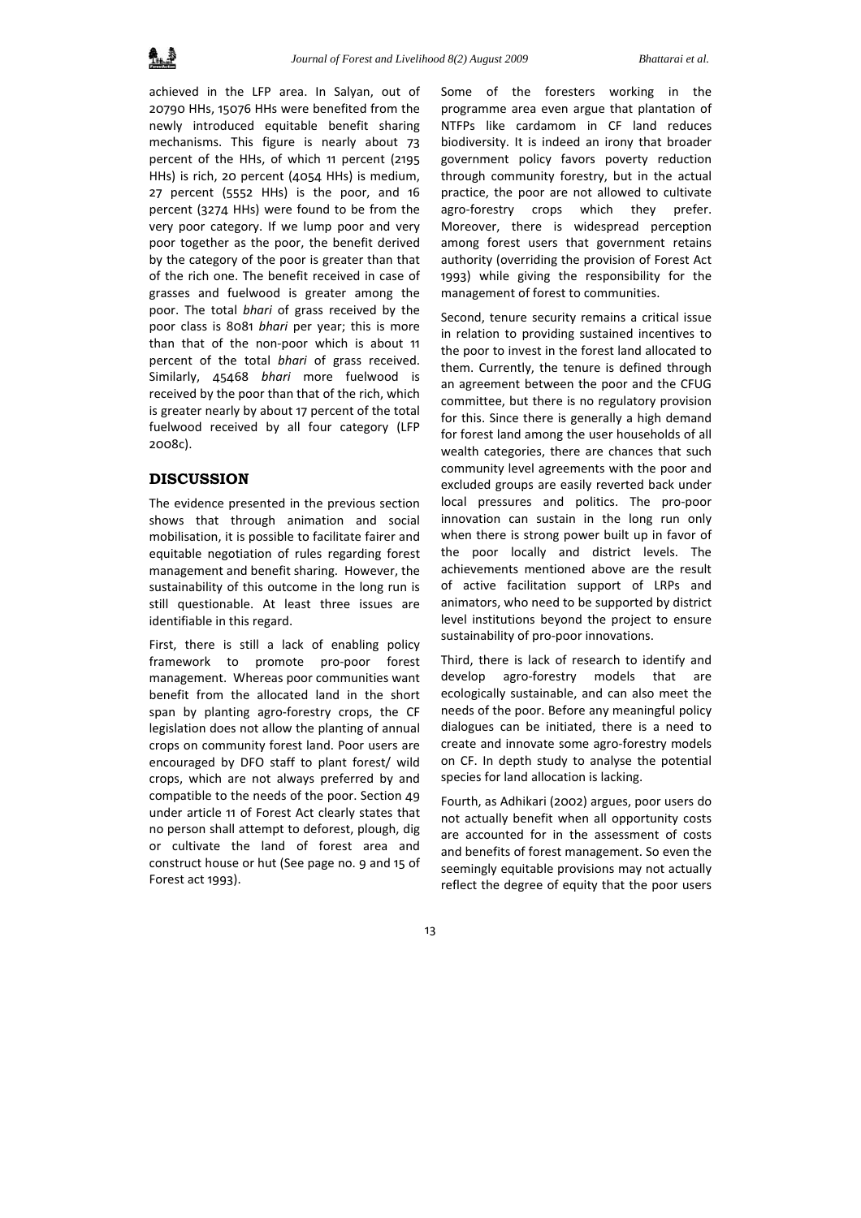achieved in the LFP area. In Salyan, out of 20790 HHs, 15076 HHs were benefited from the newly introduced equitable benefit sharing mechanisms. This figure is nearly about 73 percent of the HHs, of which 11 percent (2195 HHs) is rich, 20 percent (4054 HHs) is medium, 27 percent (5552 HHs) is the poor, and 16 percent (3274 HHs) were found to be from the very poor category. If we lump poor and very poor together as the poor, the benefit derived by the category of the poor is greater than that of the rich one. The benefit received in case of grasses and fuelwood is greater among the poor. The total *bhari* of grass received by the poor class is 8081 *bhari* per year; this is more than that of the non-poor which is about 11 percent of the total *bhari* of grass received. Similarly, 45468 *bhari* more fuelwood is received by the poor than that of the rich, which is greater nearly by about 17 percent of the total fuelwood received by all four category (LFP 2008c).

## DISCUSSION

The evidence presented in the previous section shows that through animation and social mobilisation, it is possible to facilitate fairer and equitable negotiation of rules regarding forest management and benefit sharing. However, the sustainability of this outcome in the long run is still questionable. At least three issues are identifiable in this regard.

First, there is still a lack of enabling policy framework to promote pro-poor forest management. Whereas poor communities want benefit from the allocated land in the short span by planting agro-forestry crops, the CF legislation does not allow the planting of annual crops on community forest land. Poor users are encouraged by DFO staff to plant forest/ wild crops, which are not always preferred by and compatible to the needs of the poor. Section 49 under article 11 of Forest Act clearly states that no person shall attempt to deforest, plough, dig or cultivate the land of forest area and construct house or hut (See page no. 9 and 15 of Forest act 1993).

Some of the foresters working in the programme area even argue that plantation of NTFPs like cardamom in CF land reduces biodiversity. It is indeed an irony that broader government policy favors poverty reduction through community forestry, but in the actual practice, the poor are not allowed to cultivate agro-forestry crops which they prefer. Moreover, there is widespread perception among forest users that government retains authority (overriding the provision of Forest Act 1993) while giving the responsibility for the management of forest to communities.

Second, tenure security remains a critical issue in relation to providing sustained incentives to the poor to invest in the forest land allocated to them. Currently, the tenure is defined through an agreement between the poor and the CFUG committee, but there is no regulatory provision for this. Since there is generally a high demand for forest land among the user households of all wealth categories, there are chances that such community level agreements with the poor and excluded groups are easily reverted back under local pressures and politics. The pro-poor innovation can sustain in the long run only when there is strong power built up in favor of the poor locally and district levels. The achievements mentioned above are the result of active facilitation support of LRPs and animators, who need to be supported by district level institutions beyond the project to ensure sustainability of pro-poor innovations.

Third, there is lack of research to identify and develop agro-forestry models that are ecologically sustainable, and can also meet the needs of the poor. Before any meaningful policy dialogues can be initiated, there is a need to create and innovate some agro-forestry models on CF. In depth study to analyse the potential species for land allocation is lacking.

Fourth, as Adhikari (2002) argues, poor users do not actually benefit when all opportunity costs are accounted for in the assessment of costs and benefits of forest management. So even the seemingly equitable provisions may not actually reflect the degree of equity that the poor users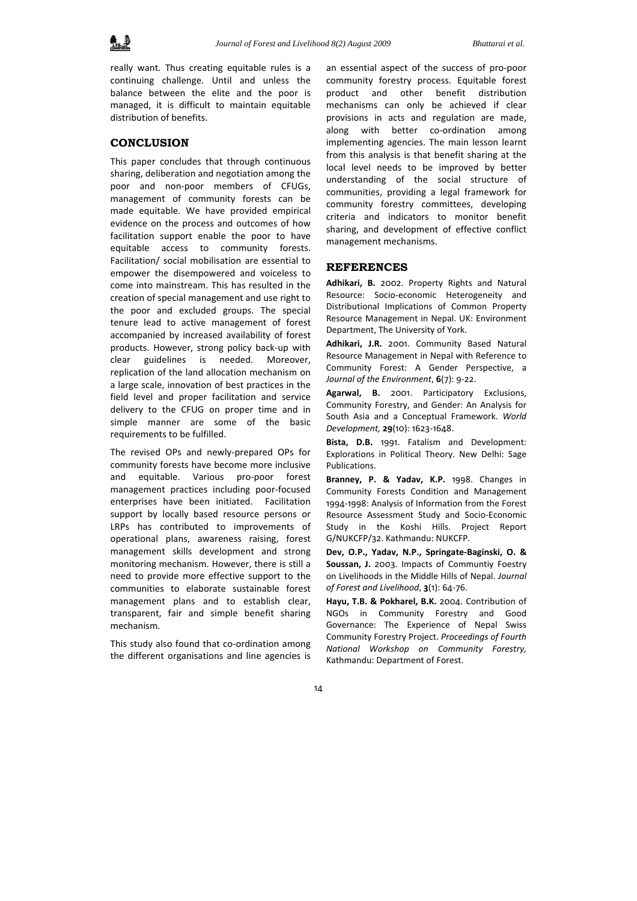really want. Thus creating equitable rules is a continuing challenge. Until and unless the balance between the elite and the poor is managed, it is difficult to maintain equitable distribution of benefits.

## CONCLUSION

This paper concludes that through continuous sharing, deliberation and negotiation among the poor and non-poor members of CFUGs, management of community forests can be made equitable. We have provided empirical evidence on the process and outcomes of how facilitation support enable the poor to have equitable access to community forests. Facilitation/ social mobilisation are essential to empower the disempowered and voiceless to come into mainstream. This has resulted in the creation of special management and use right to the poor and excluded groups. The special tenure lead to active management of forest accompanied by increased availability of forest products. However, strong policy back-up with clear guidelines is needed. Moreover, replication of the land allocation mechanism on a large scale, innovation of best practices in the field level and proper facilitation and service delivery to the CFUG on proper time and in simple manner are some of the basic requirements to be fulfilled.

The revised OPs and newly-prepared OPs for community forests have become more inclusive and equitable. Various pro-poor forest management practices including poor-focused enterprises have been initiated. Facilitation support by locally based resource persons or LRPs has contributed to improvements of operational plans, awareness raising, forest management skills development and strong monitoring mechanism. However, there is still a need to provide more effective support to the communities to elaborate sustainable forest management plans and to establish clear, transparent, fair and simple benefit sharing mechanism.

This study also found that co-ordination among the different organisations and line agencies is an essential aspect of the success of pro-poor community forestry process. Equitable forest product and other benefit distribution mechanisms can only be achieved if clear provisions in acts and regulation are made, along with better co-ordination among implementing agencies. The main lesson learnt from this analysis is that benefit sharing at the local level needs to be improved by better understanding of the social structure of communities, providing a legal framework for community forestry committees, developing criteria and indicators to monitor benefit sharing, and development of effective conflict management mechanisms.

## REFERENCES

**Adhikari, B.** 2002. Property Rights and Natural Resource: Socio-economic Heterogeneity and Distributional Implications of Common Property Resource Management in Nepal. UK: Environment Department, The University of York.

**Adhikari, J.R.** 2001. Community Based Natural Resource Management in Nepal with Reference to Community Forest: A Gender Perspective, a *Journal of the Environment*, **6**(7): 9-22.

**Agarwal, B.** 2001. Participatory Exclusions, Community Forestry, and Gender: An Analysis for South Asia and a Conceptual Framework. *World Development,* **29**(10): 1623-1648.

**Bista, D.B.** 1991. Fatalism and Development: Explorations in Political Theory. New Delhi: Sage Publications.

**Branney, P. & Yadav, K.P.** 1998. Changes in Community Forests Condition and Management 1994-1998: Analysis of Information from the Forest Resource Assessment Study and Socio-Economic Study in the Koshi Hills. Project Report G/NUKCFP/32. Kathmandu: NUKCFP.

**Dev, O.P., Yadav, N.P., Springate-Baginski, O. & Soussan, J.** 2003. Impacts of Communtiy Foestry on Livelihoods in the Middle Hills of Nepal. *Journal of Forest and Livelihood*, **3**(1): 64-76.

**Hayu, T.B. & Pokharel, B.K.** 2004. Contribution of NGOs in Community Forestry and Good Governance: The Experience of Nepal Swiss Community Forestry Project. *Proceedings of Fourth National Workshop on Community Forestry,* Kathmandu: Department of Forest.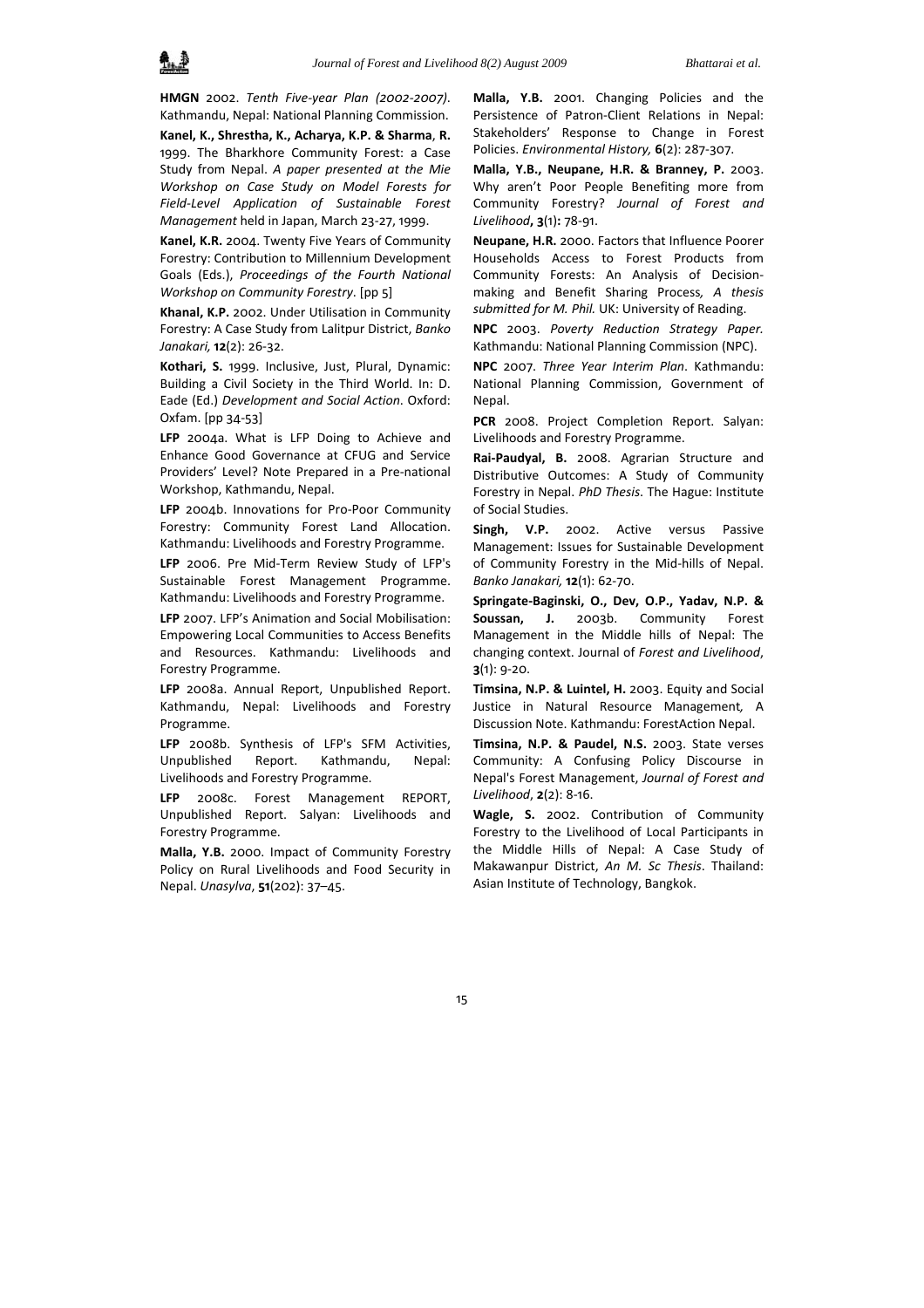**HMGN** 2002. *Tenth Five-year Plan (2002-2007)*. Kathmandu, Nepal: National Planning Commission.

**Kanel, K., Shrestha, K., Acharya, K.P. & Sharma**, **R.** 1999. The Bharkhore Community Forest: a Case Study from Nepal. *A paper presented at the Mie Workshop on Case Study on Model Forests for Field-Level Application of Sustainable Forest Management* held in Japan, March 23-27, 1999.

**Kanel, K.R.** 2004. Twenty Five Years of Community Forestry: Contribution to Millennium Development Goals (Eds.), *Proceedings of the Fourth National Workshop on Community Forestry*. [pp 5]

**Khanal, K.P.** 2002. Under Utilisation in Community Forestry: A Case Study from Lalitpur District, *Banko Janakari,* **12**(2): 26-32.

**Kothari, S.** 1999. Inclusive, Just, Plural, Dynamic: Building a Civil Society in the Third World. In: D. Eade (Ed.) *Development and Social Action*. Oxford: Oxfam. [pp 34-53]

**LFP** 2004a. What is LFP Doing to Achieve and Enhance Good Governance at CFUG and Service Providers' Level? Note Prepared in a Pre-national Workshop, Kathmandu, Nepal.

**LFP** 2004b. Innovations for Pro-Poor Community Forestry: Community Forest Land Allocation. Kathmandu: Livelihoods and Forestry Programme.

**LFP** 2006. Pre Mid-Term Review Study of LFP's Sustainable Forest Management Programme. Kathmandu: Livelihoods and Forestry Programme.

**LFP** 2007. LFP's Animation and Social Mobilisation: Empowering Local Communities to Access Benefits and Resources. Kathmandu: Livelihoods and Forestry Programme.

**LFP** 2008a. Annual Report, Unpublished Report. Kathmandu, Nepal: Livelihoods and Forestry Programme.

**LFP** 2008b. Synthesis of LFP's SFM Activities, Unpublished Report. Kathmandu, Nepal: Livelihoods and Forestry Programme.

**LFP** 2008c. Forest Management REPORT, Unpublished Report. Salyan: Livelihoods and Forestry Programme.

**Malla, Y.B.** 2000. Impact of Community Forestry Policy on Rural Livelihoods and Food Security in Nepal. *Unasylva*, **51**(202): 37–45.

**Malla, Y.B.** 2001. Changing Policies and the Persistence of Patron-Client Relations in Nepal: Stakeholders' Response to Change in Forest Policies. *Environmental History,* **6**(2): 287-307.

**Malla, Y.B., Neupane, H.R. & Branney, P.** 2003. Why aren't Poor People Benefiting more from Community Forestry? *Journal of Forest and Livelihood***, 3**(1)**:** 78-91.

**Neupane, H.R.** 2000. Factors that Influence Poorer Households Access to Forest Products from Community Forests: An Analysis of Decision-making and Benefit Sharing Process*, A thesis submitted for M. Phil.* UK: University of Reading.

**NPC** 2003. *Poverty Reduction Strategy Paper.* Kathmandu: National Planning Commission (NPC).

**NPC** 2007. *Three Year Interim Plan*. Kathmandu: National Planning Commission, Government of Nepal.

**PCR** 2008. Project Completion Report. Salyan: Livelihoods and Forestry Programme.

**Rai-Paudyal, B.** 2008. Agrarian Structure and Distributive Outcomes: A Study of Community Forestry in Nepal. *PhD Thesis*. The Hague: Institute of Social Studies.

**Singh, V.P.** 2002. Active versus Passive Management: Issues for Sustainable Development of Community Forestry in the Mid-hills of Nepal. *Banko Janakari,* **12**(1): 62-70.

**Springate-Baginski, O., Dev, O.P., Yadav, N.P. & Soussan, J.** 2003b. Community Forest Management in the Middle hills of Nepal: The changing context. Journal of *Forest and Livelihood*, **3**(1): 9-20.

**Timsina, N.P. & Luintel, H.** 2003. Equity and Social Justice in Natural Resource Management*,* A Discussion Note. Kathmandu: ForestAction Nepal.

**Timsina, N.P. & Paudel, N.S.** 2003. State verses Community: A Confusing Policy Discourse in Nepal's Forest Management, *Journal of Forest and Livelihood*, **2**(2): 8-16.

**Wagle, S.** 2002. Contribution of Community Forestry to the Livelihood of Local Participants in the Middle Hills of Nepal: A Case Study of Makawanpur District, *An M. Sc Thesis*. Thailand: Asian Institute of Technology, Bangkok.